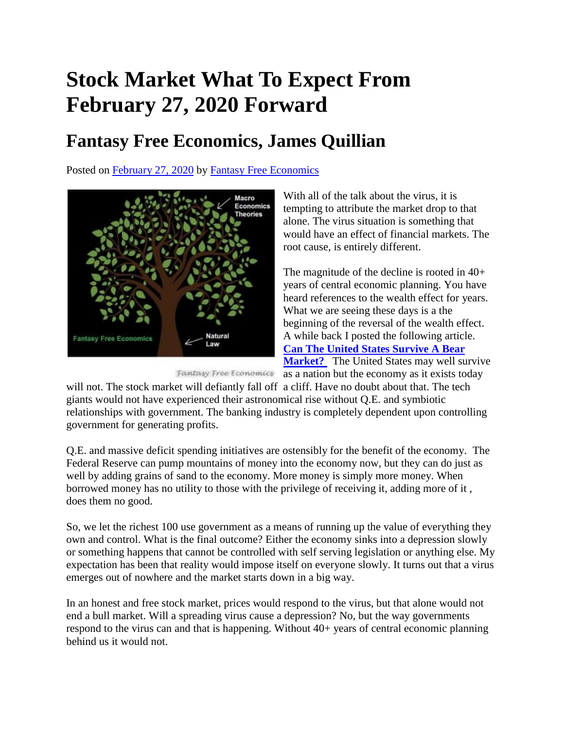# Stock Market What To Expect From February 27, 2020 Forward

## Fantasy Free Economics, James Quillian

Posted on [February 27, 2020](#) by [Fantasy Free Economics](#)

With all of the talk about the virus, it is tempting to attribute the market drop to that alone. The virus situation is something that would have an effect of financial markets. The root cause, is entirely different.

The magnitude of the decline is rooted in 40+ years of central economic planning. You have heard references to the wealth effect for years. What we are seeing these days is a the beginning of the reversal of the wealth effect. A while back I posted the following article. **[Can The United States Survive A Bear Market?](#)** The United States may well survive as a nation but the economy as it exists today will not. The stock market will defiantly fall off a cliff. Have no doubt about that. The tech giants would not have experienced their astronomical rise without Q.E. and symbiotic relationships with government. The banking industry is completely dependent upon controlling government for generating profits.

Q.E. and massive deficit spending initiatives are ostensibly for the benefit of the economy. The Federal Reserve can pump mountains of money into the economy now, but they can do just as well by adding grains of sand to the economy. More money is simply more money. When borrowed money has no utility to those with the privilege of receiving it, adding more of it , does them no good.

So, we let the richest 100 use government as a means of running up the value of everything they own and control. What is the final outcome? Either the economy sinks into a depression slowly or something happens that cannot be controlled with self serving legislation or anything else. My expectation has been that reality would impose itself on everyone slowly. It turns out that a virus emerges out of nowhere and the market starts down in a big way.

In an honest and free stock market, prices would respond to the virus, but that alone would not end a bull market. Will a spreading virus cause a depression? No, but the way governments respond to the virus can and that is happening. Without 40+ years of central economic planning behind us it would not.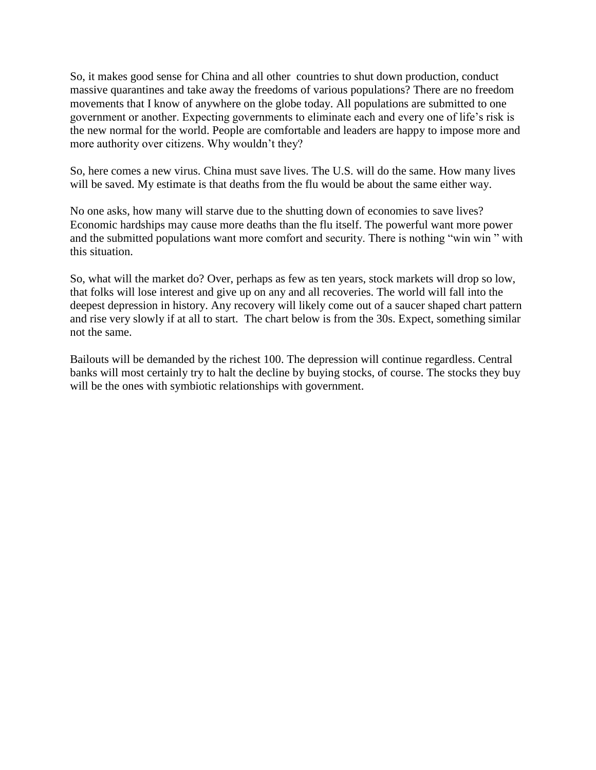So, it makes good sense for China and all other countries to shut down production, conduct massive quarantines and take away the freedoms of various populations? There are no freedom movements that I know of anywhere on the globe today. All populations are submitted to one government or another. Expecting governments to eliminate each and every one of life's risk is the new normal for the world. People are comfortable and leaders are happy to impose more and more authority over citizens. Why wouldn't they?

So, here comes a new virus. China must save lives. The U.S. will do the same. How many lives will be saved. My estimate is that deaths from the flu would be about the same either way.

No one asks, how many will starve due to the shutting down of economies to save lives? Economic hardships may cause more deaths than the flu itself. The powerful want more power and the submitted populations want more comfort and security. There is nothing "win win " with this situation.

So, what will the market do? Over, perhaps as few as ten years, stock markets will drop so low, that folks will lose interest and give up on any and all recoveries. The world will fall into the deepest depression in history. Any recovery will likely come out of a saucer shaped chart pattern and rise very slowly if at all to start. The chart below is from the 30s. Expect, something similar not the same.

Bailouts will be demanded by the richest 100. The depression will continue regardless. Central banks will most certainly try to halt the decline by buying stocks, of course. The stocks they buy will be the ones with symbiotic relationships with government.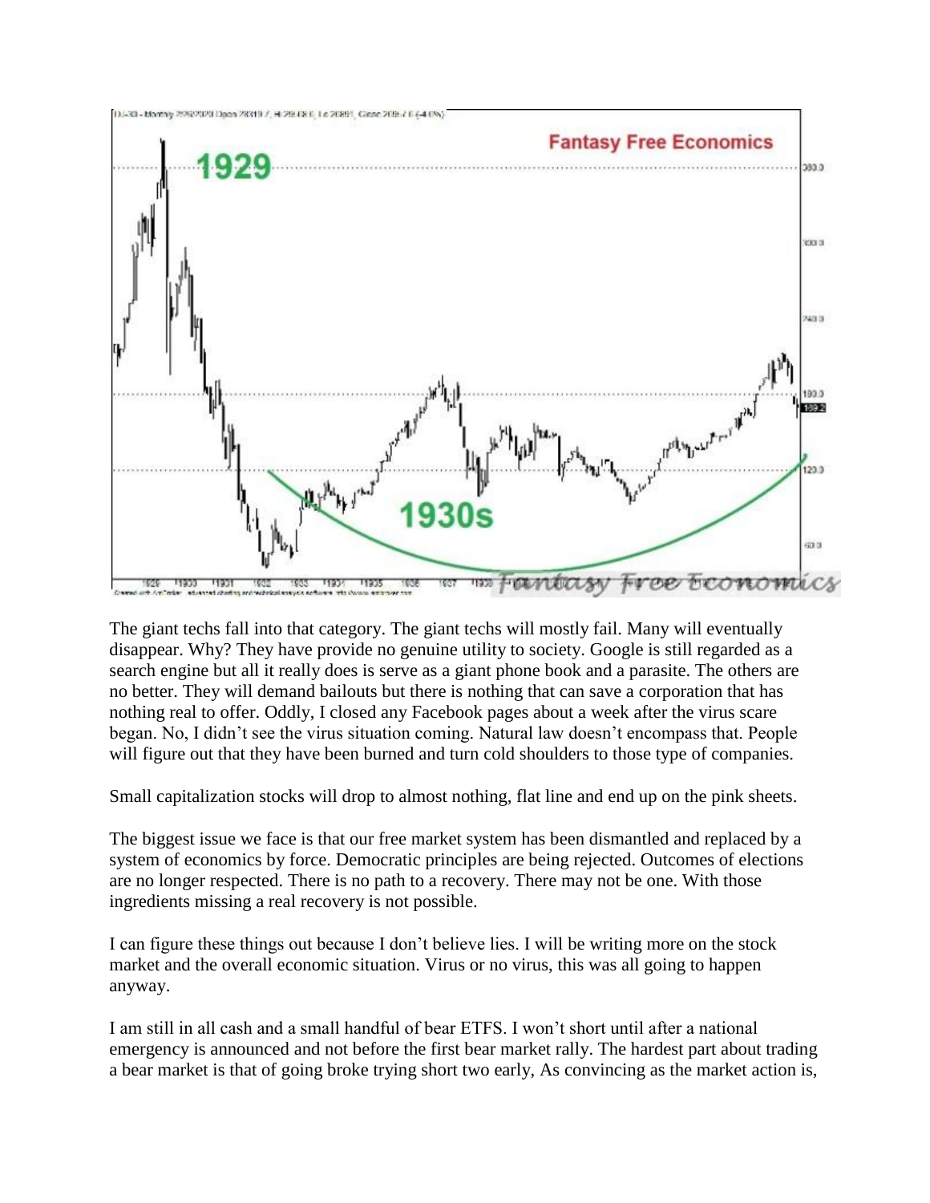The giant techs fall into that category. The giant techs will mostly fail. Many will eventually disappear. Why? They have provide no genuine utility to society. Google is still regarded as a search engine but all it really does is serve as a giant phone book and a parasite. The others are no better. They will demand bailouts but there is nothing that can save a corporation that has nothing real to offer. Oddly, I closed any Facebook pages about a week after the virus scare began. No, I didn't see the virus situation coming. Natural law doesn't encompass that. People will figure out that they have been burned and turn cold shoulders to those type of companies.

Small capitalization stocks will drop to almost nothing, flat line and end up on the pink sheets.

The biggest issue we face is that our free market system has been dismantled and replaced by a system of economics by force. Democratic principles are being rejected. Outcomes of elections are no longer respected. There is no path to a recovery. There may not be one. With those ingredients missing a real recovery is not possible.

I can figure these things out because I don't believe lies. I will be writing more on the stock market and the overall economic situation. Virus or no virus, this was all going to happen anyway.

I am still in all cash and a small handful of bear ETFS. I won't short until after a national emergency is announced and not before the first bear market rally. The hardest part about trading a bear market is that of going broke trying short two early, As convincing as the market action is,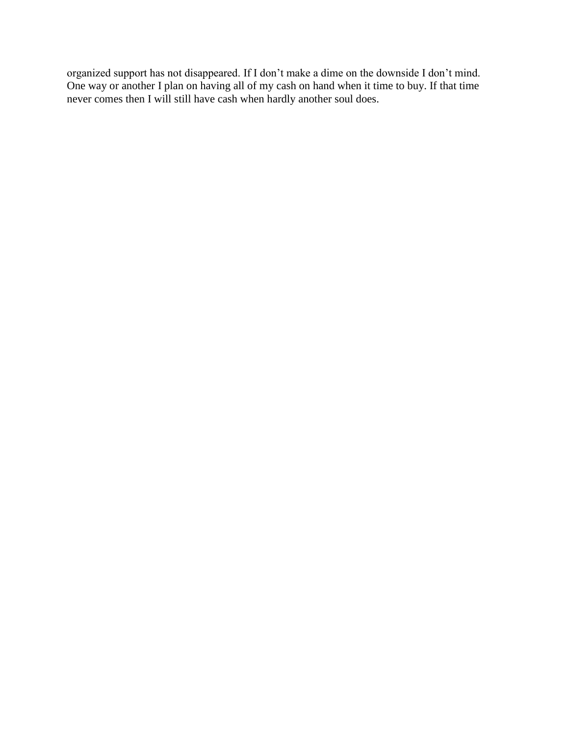organized support has not disappeared. If I don’t make a dime on the downside I don’t mind. One way or another I plan on having all of my cash on hand when it time to buy. If that time never comes then I will still have cash when hardly another soul does.